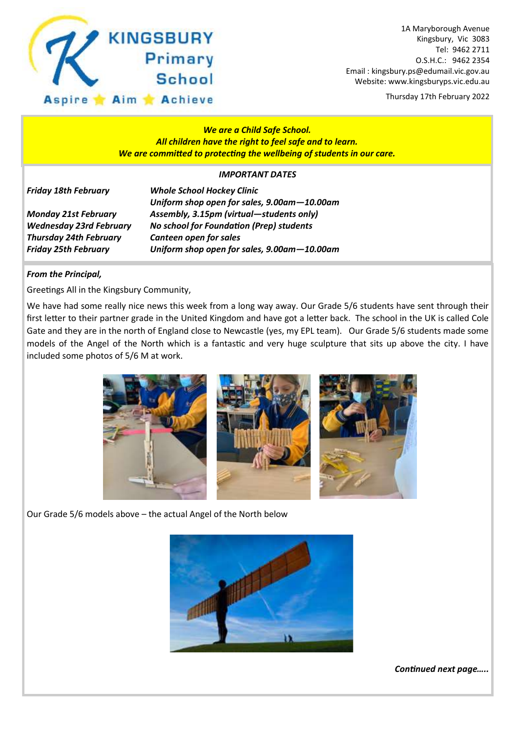# KINGSBURY Primary School

Aspire ★ Aim ★ Achieve

1A Maryborough Avenue
Kingsbury, Vic 3083
Tel: 9462 2711
O.S.H.C.: 9462 2354
Email : kingsbury.ps@edumail.vic.gov.au
Website: www.kingsburyps.vic.edu.au

Thursday 17th February 2022

***We are a Child Safe School.***
***All children have the right to feel safe and to learn.***
***We are committed to protecting the wellbeing of students in our care.***

## *IMPORTANT DATES*

| | |
|---|---|
| ***Friday 18th February*** | ***Whole School Hockey Clinic*** |
| | ***Uniform shop open for sales, 9.00am—10.00am*** |
| ***Monday 21st February*** | ***Assembly, 3.15pm (virtual—students only)*** |
| ***Wednesday 23rd February*** | ***No school for Foundation (Prep) students*** |
| ***Thursday 24th February*** | ***Canteen open for sales*** |
| ***Friday 25th February*** | ***Uniform shop open for sales, 9.00am—10.00am*** |

***From the Principal,***

Greetings All in the Kingsbury Community,

We have had some really nice news this week from a long way away. Our Grade 5/6 students have sent through their first letter to their partner grade in the United Kingdom and have got a letter back. The school in the UK is called Cole Gate and they are in the north of England close to Newcastle (yes, my EPL team). Our Grade 5/6 students made some models of the Angel of the North which is a fantastic and very huge sculpture that sits up above the city. I have included some photos of 5/6 M at work.

Our Grade 5/6 models above – the actual Angel of the North below

***Continued next page…..***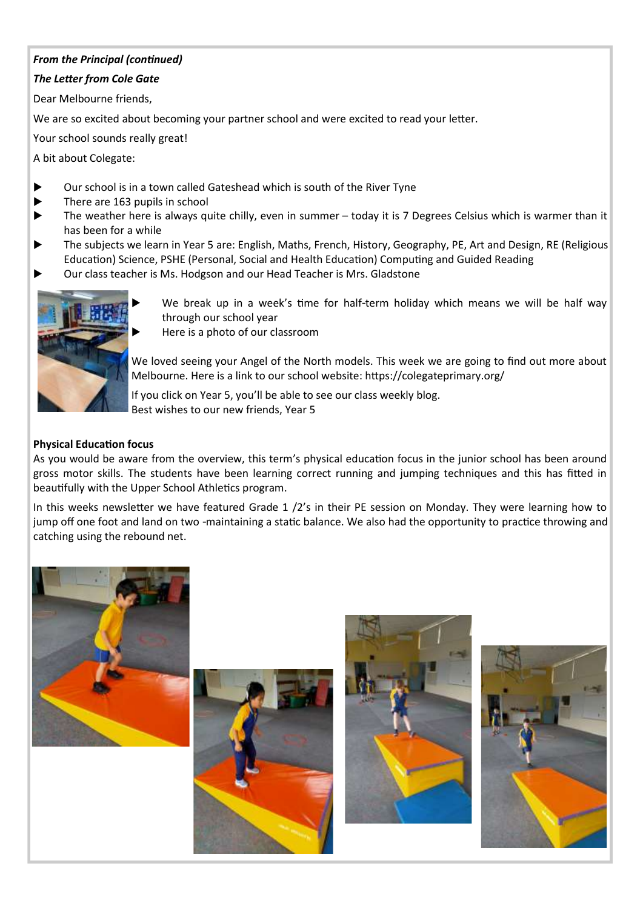***From the Principal (continued)***

***The Letter from Cole Gate***

Dear Melbourne friends,

We are so excited about becoming your partner school and were excited to read your letter.

Your school sounds really great!

A bit about Colegate:

- Our school is in a town called Gateshead which is south of the River Tyne
- There are 163 pupils in school
- The weather here is always quite chilly, even in summer – today it is 7 Degrees Celsius which is warmer than it has been for a while
- The subjects we learn in Year 5 are: English, Maths, French, History, Geography, PE, Art and Design, RE (Religious Education) Science, PSHE (Personal, Social and Health Education) Computing and Guided Reading
- Our class teacher is Ms. Hodgson and our Head Teacher is Mrs. Gladstone
- We break up in a week's time for half-term holiday which means we will be half way through our school year
- Here is a photo of our classroom

We loved seeing your Angel of the North models. This week we are going to find out more about Melbourne. Here is a link to our school website: https://colegateprimary.org/

If you click on Year 5, you'll be able to see our class weekly blog.
Best wishes to our new friends, Year 5

**Physical Education focus**

As you would be aware from the overview, this term's physical education focus in the junior school has been around gross motor skills. The students have been learning correct running and jumping techniques and this has fitted in beautifully with the Upper School Athletics program.

In this weeks newsletter we have featured Grade 1 /2's in their PE session on Monday. They were learning how to jump off one foot and land on two -maintaining a static balance. We also had the opportunity to practice throwing and catching using the rebound net.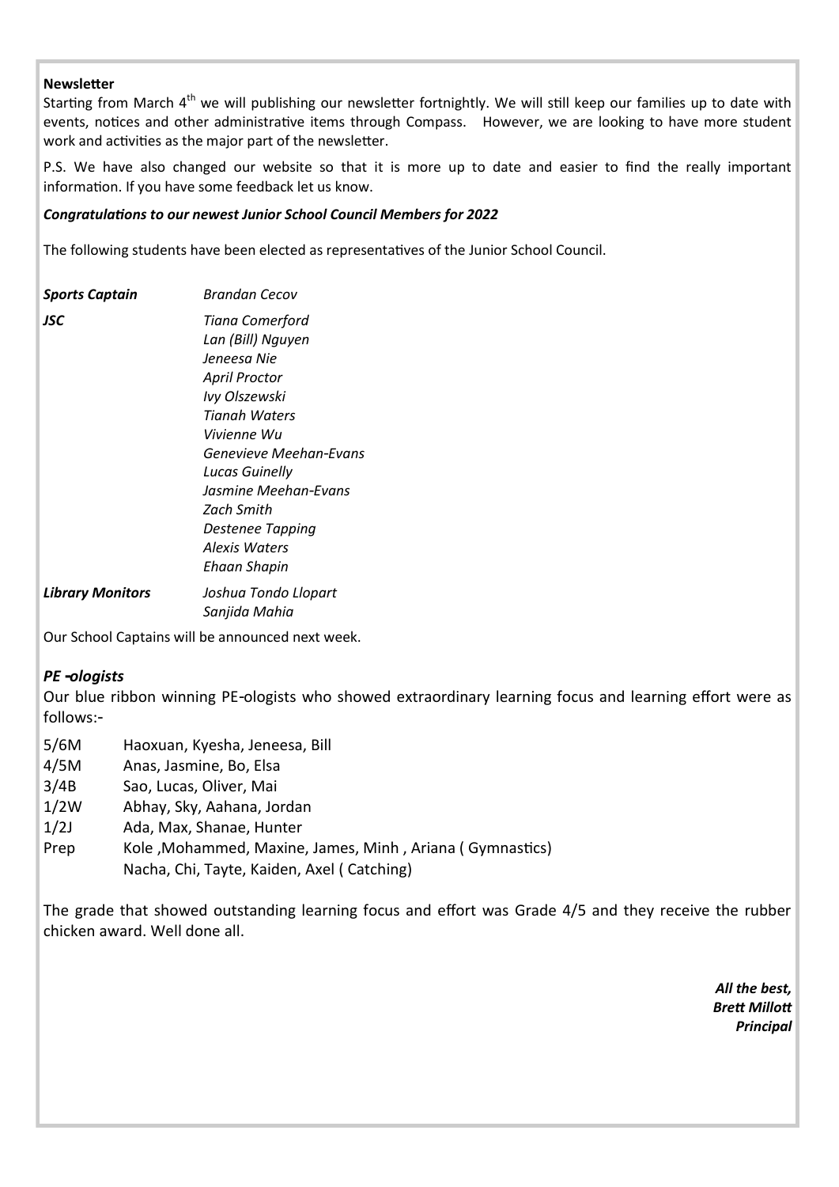**Newsletter**

Starting from March 4th we will publishing our newsletter fortnightly. We will still keep our families up to date with events, notices and other administrative items through Compass. However, we are looking to have more student work and activities as the major part of the newsletter.

P.S. We have also changed our website so that it is more up to date and easier to find the really important information. If you have some feedback let us know.

***Congratulations to our newest Junior School Council Members for 2022***

The following students have been elected as representatives of the Junior School Council.

| | |
|---|---|
| ***Sports Captain*** | *Brandan Cecov* |
| ***JSC*** | *Tiana Comerford*<br>*Lan (Bill) Nguyen*<br>*Jeneesa Nie*<br>*April Proctor*<br>*Ivy Olszewski*<br>*Tianah Waters*<br>*Vivienne Wu*<br>*Genevieve Meehan-Evans*<br>*Lucas Guinelly*<br>*Jasmine Meehan-Evans*<br>*Zach Smith*<br>*Destenee Tapping*<br>*Alexis Waters*<br>*Ehaan Shapin* |
| ***Library Monitors*** | *Joshua Tondo Llopart*<br>*Sanjida Mahia* |

Our School Captains will be announced next week.

### *PE -ologists*

Our blue ribbon winning PE-ologists who showed extraordinary learning focus and learning effort were as follows:-

| | |
|---|---|
| 5/6M | Haoxuan, Kyesha, Jeneesa, Bill |
| 4/5M | Anas, Jasmine, Bo, Elsa |
| 3/4B | Sao, Lucas, Oliver, Mai |
| 1/2W | Abhay, Sky, Aahana, Jordan |
| 1/2J | Ada, Max, Shanae, Hunter |
| Prep | Kole ,Mohammed, Maxine, James, Minh , Ariana ( Gymnastics)<br>Nacha, Chi, Tayte, Kaiden, Axel ( Catching) |

The grade that showed outstanding learning focus and effort was Grade 4/5 and they receive the rubber chicken award. Well done all.

***All the best,***
***Brett Millott***
***Principal***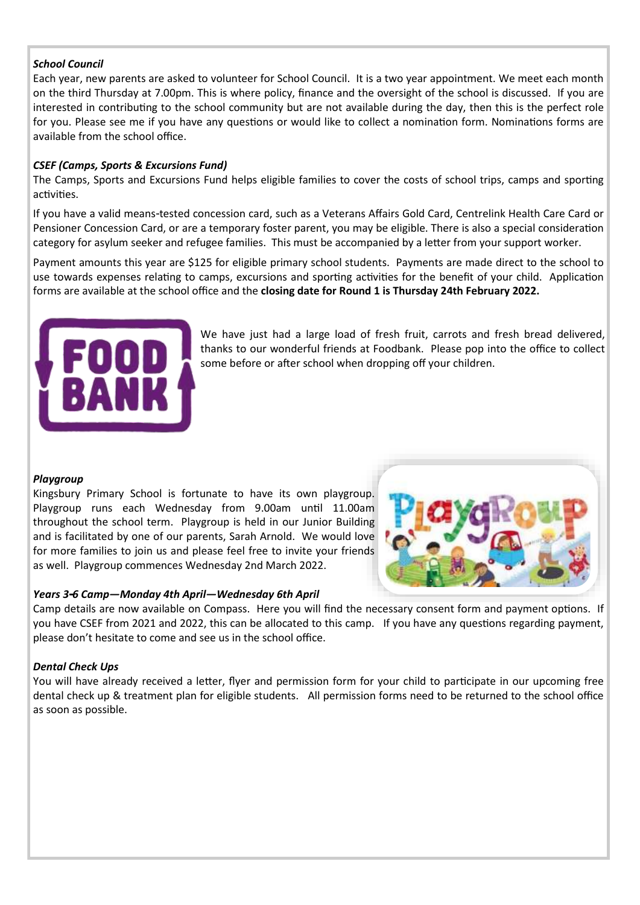***School Council***

Each year, new parents are asked to volunteer for School Council. It is a two year appointment. We meet each month on the third Thursday at 7.00pm. This is where policy, finance and the oversight of the school is discussed. If you are interested in contributing to the school community but are not available during the day, then this is the perfect role for you. Please see me if you have any questions or would like to collect a nomination form. Nominations forms are available from the school office.

***CSEF (Camps, Sports & Excursions Fund)***

The Camps, Sports and Excursions Fund helps eligible families to cover the costs of school trips, camps and sporting activities.

If you have a valid means-tested concession card, such as a Veterans Affairs Gold Card, Centrelink Health Care Card or Pensioner Concession Card, or are a temporary foster parent, you may be eligible. There is also a special consideration category for asylum seeker and refugee families. This must be accompanied by a letter from your support worker.

Payment amounts this year are $125 for eligible primary school students. Payments are made direct to the school to use towards expenses relating to camps, excursions and sporting activities for the benefit of your child. Application forms are available at the school office and the **closing date for Round 1 is Thursday 24th February 2022.**

We have just had a large load of fresh fruit, carrots and fresh bread delivered, thanks to our wonderful friends at Foodbank. Please pop into the office to collect some before or after school when dropping off your children.

***Playgroup***

Kingsbury Primary School is fortunate to have its own playgroup. Playgroup runs each Wednesday from 9.00am until 11.00am throughout the school term. Playgroup is held in our Junior Building and is facilitated by one of our parents, Sarah Arnold. We would love for more families to join us and please feel free to invite your friends as well. Playgroup commences Wednesday 2nd March 2022.

***Years 3-6 Camp—Monday 4th April—Wednesday 6th April***

Camp details are now available on Compass. Here you will find the necessary consent form and payment options. If you have CSEF from 2021 and 2022, this can be allocated to this camp. If you have any questions regarding payment, please don't hesitate to come and see us in the school office.

***Dental Check Ups***

You will have already received a letter, flyer and permission form for your child to participate in our upcoming free dental check up & treatment plan for eligible students. All permission forms need to be returned to the school office as soon as possible.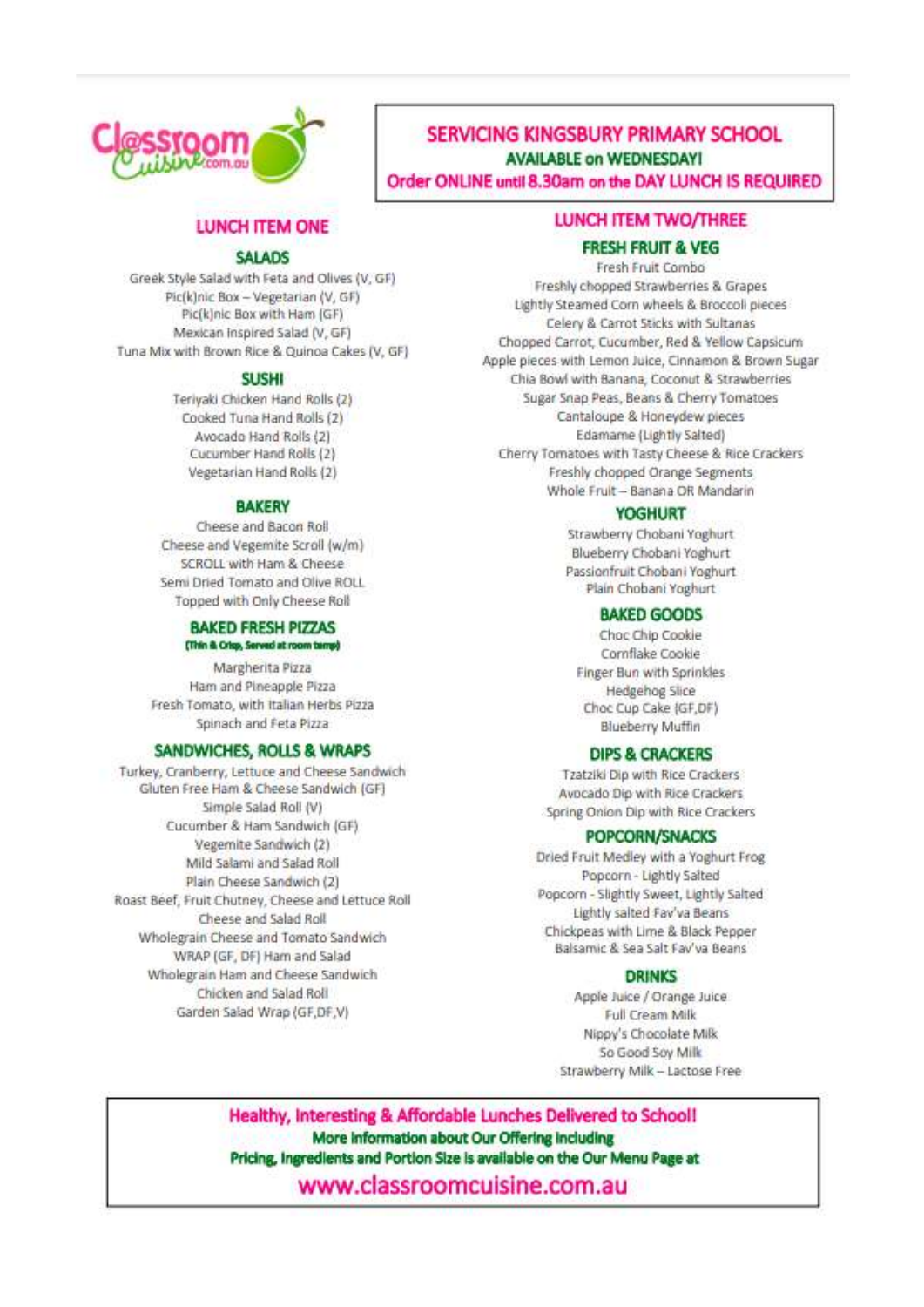Classroom Cuisine.com.au

**SERVICING KINGSBURY PRIMARY SCHOOL**
**AVAILABLE on WEDNESDAY!**
**Order ONLINE until 8.30am on the DAY LUNCH IS REQUIRED**

## LUNCH ITEM ONE

### SALADS

Greek Style Salad with Feta and Olives (V, GF)
Pic(k)nic Box – Vegetarian (V, GF)
Pic(k)nic Box with Ham (GF)
Mexican Inspired Salad (V, GF)
Tuna Mix with Brown Rice & Quinoa Cakes (V, GF)

### SUSHI

Teriyaki Chicken Hand Rolls (2)
Cooked Tuna Hand Rolls (2)
Avocado Hand Rolls (2)
Cucumber Hand Rolls (2)
Vegetarian Hand Rolls (2)

### BAKERY

Cheese and Bacon Roll
Cheese and Vegemite Scroll (w/m)
SCROLL with Ham & Cheese
Semi Dried Tomato and Olive ROLL
Topped with Only Cheese Roll

### BAKED FRESH PIZZAS

**(Thin & Crisp, Served at room temp)**

Margherita Pizza
Ham and Pineapple Pizza
Fresh Tomato, with Italian Herbs Pizza
Spinach and Feta Pizza

### SANDWICHES, ROLLS & WRAPS

Turkey, Cranberry, Lettuce and Cheese Sandwich
Gluten Free Ham & Cheese Sandwich (GF)
Simple Salad Roll (V)
Cucumber & Ham Sandwich (GF)
Vegemite Sandwich (2)
Mild Salami and Salad Roll
Plain Cheese Sandwich (2)
Roast Beef, Fruit Chutney, Cheese and Lettuce Roll
Cheese and Salad Roll
Wholegrain Cheese and Tomato Sandwich
WRAP (GF, DF) Ham and Salad
Wholegrain Ham and Cheese Sandwich
Chicken and Salad Roll
Garden Salad Wrap (GF,DF,V)

## LUNCH ITEM TWO/THREE

### FRESH FRUIT & VEG

Fresh Fruit Combo
Freshly chopped Strawberries & Grapes
Lightly Steamed Corn wheels & Broccoli pieces
Celery & Carrot Sticks with Sultanas
Chopped Carrot, Cucumber, Red & Yellow Capsicum
Apple pieces with Lemon Juice, Cinnamon & Brown Sugar
Chia Bowl with Banana, Coconut & Strawberries
Sugar Snap Peas, Beans & Cherry Tomatoes
Cantaloupe & Honeydew pieces
Edamame (Lightly Salted)
Cherry Tomatoes with Tasty Cheese & Rice Crackers
Freshly chopped Orange Segments
Whole Fruit – Banana OR Mandarin

### YOGHURT

Strawberry Chobani Yoghurt
Blueberry Chobani Yoghurt
Passionfruit Chobani Yoghurt
Plain Chobani Yoghurt

### BAKED GOODS

Choc Chip Cookie
Cornflake Cookie
Finger Bun with Sprinkles
Hedgehog Slice
Choc Cup Cake (GF,DF)
Blueberry Muffin

### DIPS & CRACKERS

Tzatziki Dip with Rice Crackers
Avocado Dip with Rice Crackers
Spring Onion Dip with Rice Crackers

### POPCORN/SNACKS

Dried Fruit Medley with a Yoghurt Frog
Popcorn - Lightly Salted
Popcorn - Slightly Sweet, Lightly Salted
Lightly salted Fav'va Beans
Chickpeas with Lime & Black Pepper
Balsamic & Sea Salt Fav'va Beans

### DRINKS

Apple Juice / Orange Juice
Full Cream Milk
Nippy's Chocolate Milk
So Good Soy Milk
Strawberry Milk – Lactose Free

**Healthy, Interesting & Affordable Lunches Delivered to School!**
**More information about Our Offering including**
**Pricing, Ingredients and Portion Size is available on the Our Menu Page at**
**www.classroomcuisine.com.au**